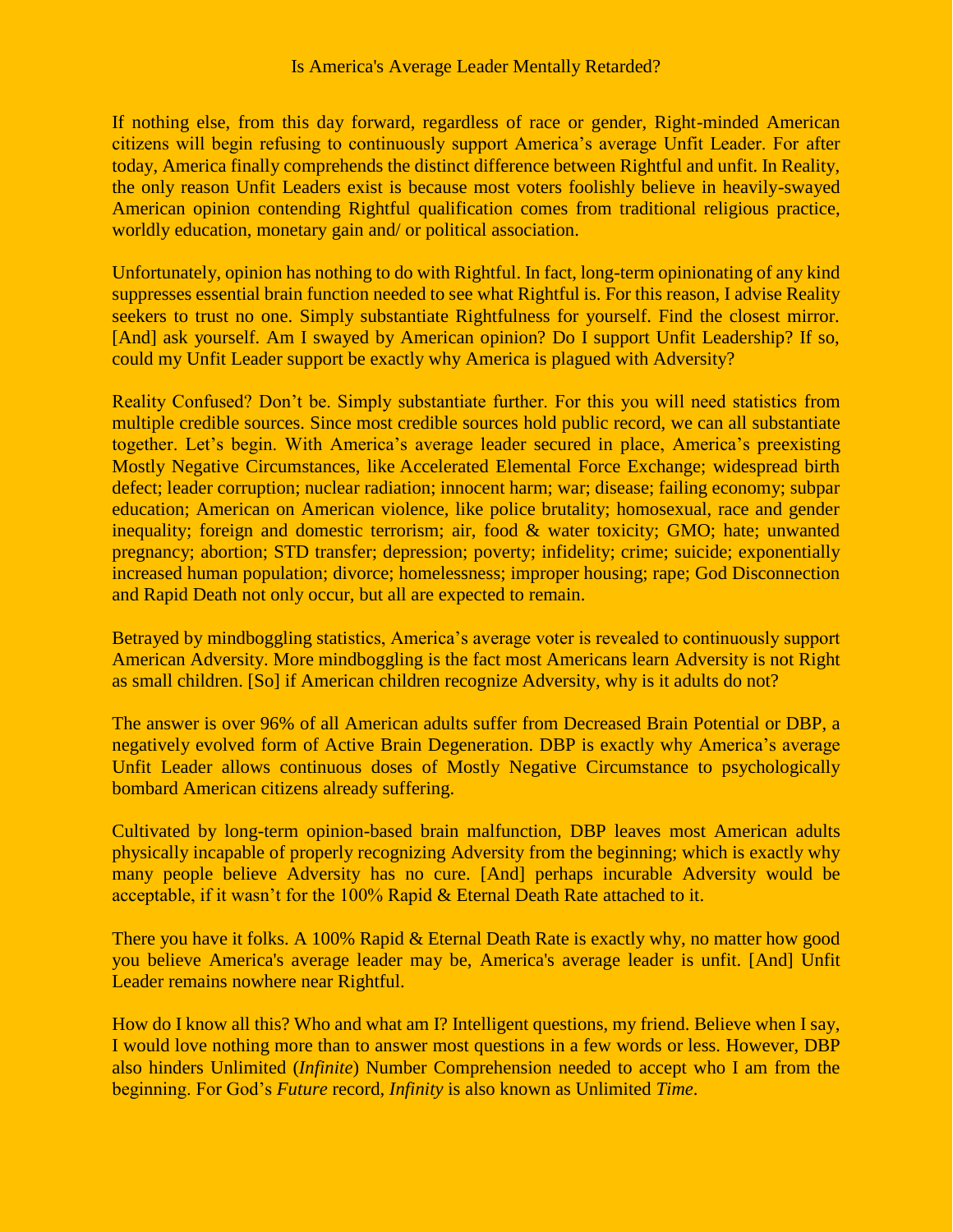# Is America's Average Leader Mentally Retarded?

If nothing else, from this day forward, regardless of race or gender, Right-minded American citizens will begin refusing to continuously support America's average Unfit Leader. For after today, America finally comprehends the distinct difference between Rightful and unfit. In Reality, the only reason Unfit Leaders exist is because most voters foolishly believe in heavily-swayed American opinion contending Rightful qualification comes from traditional religious practice, worldly education, monetary gain and/ or political association.

Unfortunately, opinion has nothing to do with Rightful. In fact, long-term opinionating of any kind suppresses essential brain function needed to see what Rightful is. For this reason, I advise Reality seekers to trust no one. Simply substantiate Rightfulness for yourself. Find the closest mirror. [And] ask yourself. Am I swayed by American opinion? Do I support Unfit Leadership? If so, could my Unfit Leader support be exactly why America is plagued with Adversity?

Reality Confused? Don't be. Simply substantiate further. For this you will need statistics from multiple credible sources. Since most credible sources hold public record, we can all substantiate together. Let's begin. With America's average leader secured in place, America's preexisting Mostly Negative Circumstances, like Accelerated Elemental Force Exchange; widespread birth defect; leader corruption; nuclear radiation; innocent harm; war; disease; failing economy; subpar education; American on American violence, like police brutality; homosexual, race and gender inequality; foreign and domestic terrorism; air, food & water toxicity; GMO; hate; unwanted pregnancy; abortion; STD transfer; depression; poverty; infidelity; crime; suicide; exponentially increased human population; divorce; homelessness; improper housing; rape; God Disconnection and Rapid Death not only occur, but all are expected to remain.

Betrayed by mindboggling statistics, America's average voter is revealed to continuously support American Adversity. More mindboggling is the fact most Americans learn Adversity is not Right as small children. [So] if American children recognize Adversity, why is it adults do not?

The answer is over 96% of all American adults suffer from Decreased Brain Potential or DBP, a negatively evolved form of Active Brain Degeneration. DBP is exactly why America's average Unfit Leader allows continuous doses of Mostly Negative Circumstance to psychologically bombard American citizens already suffering.

Cultivated by long-term opinion-based brain malfunction, DBP leaves most American adults physically incapable of properly recognizing Adversity from the beginning; which is exactly why many people believe Adversity has no cure. [And] perhaps incurable Adversity would be acceptable, if it wasn't for the 100% Rapid & Eternal Death Rate attached to it.

There you have it folks. A 100% Rapid & Eternal Death Rate is exactly why, no matter how good you believe America's average leader may be, America's average leader is unfit. [And] Unfit Leader remains nowhere near Rightful.

How do I know all this? Who and what am I? Intelligent questions, my friend. Believe when I say, I would love nothing more than to answer most questions in a few words or less. However, DBP also hinders Unlimited (*Infinite*) Number Comprehension needed to accept who I am from the beginning. For God's *Future* record, *Infinity* is also known as Unlimited *Time*.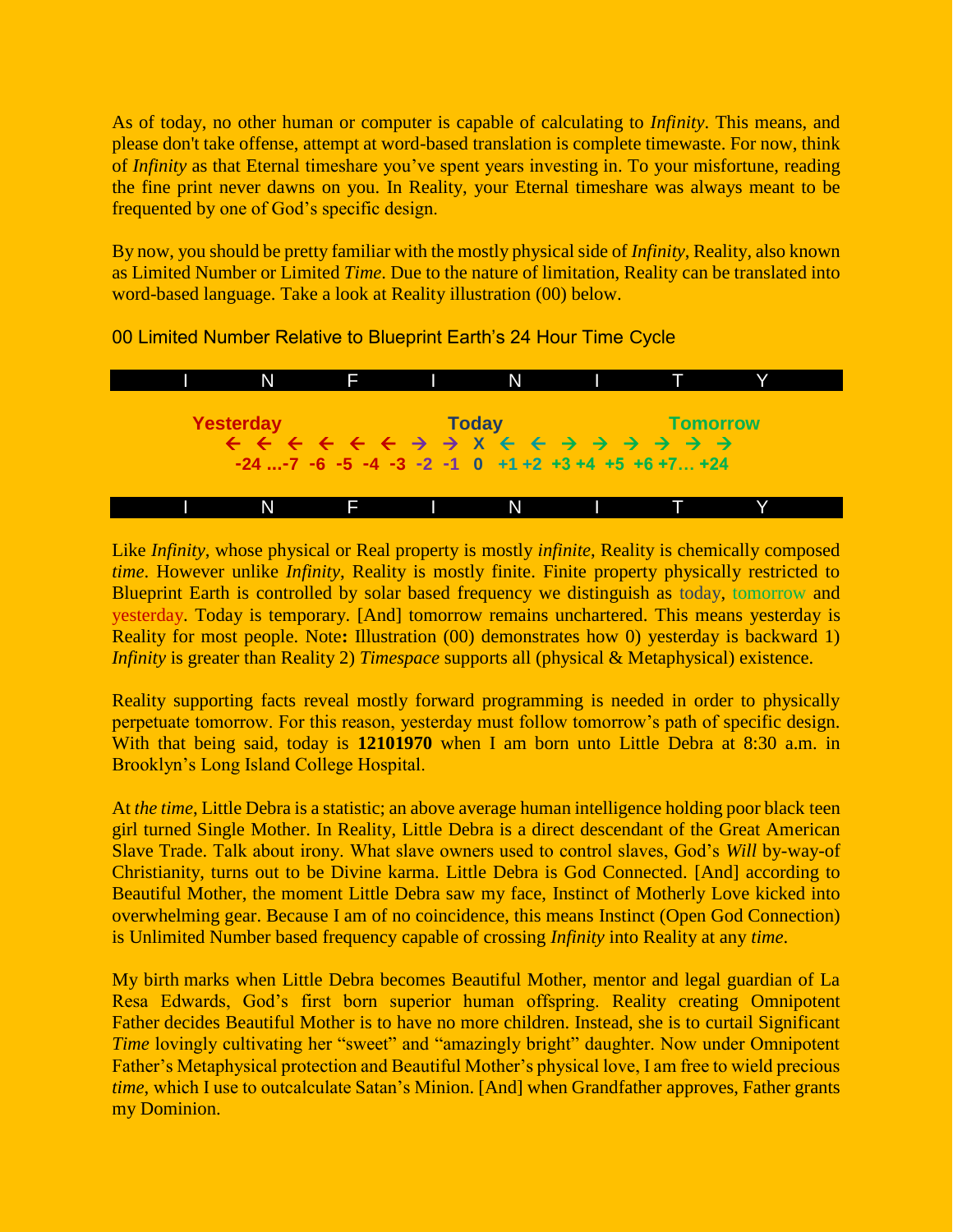As of today, no other human or computer is capable of calculating to *Infinity*. This means, and please don't take offense, attempt at word-based translation is complete timewaste. For now, think of *Infinity* as that Eternal timeshare you've spent years investing in. To your misfortune, reading the fine print never dawns on you. In Reality, your Eternal timeshare was always meant to be frequented by one of God's specific design.

By now, you should be pretty familiar with the mostly physical side of *Infinity*, Reality, also known as Limited Number or Limited *Time*. Due to the nature of limitation, Reality can be translated into word-based language. Take a look at Reality illustration (00) below.

00 Limited Number Relative to Blueprint Earth's 24 Hour Time Cycle

I N F I N I T Y

**Yesterday** **Today** **Tomorrow**

**← ← ← ← ← ← → → X ← ← → → → → → →**

**-24 ...-7 -6 -5 -4 -3 -2 -1 0 +1 +2 +3 +4 +5 +6 +7… +24**

I N F I N I T Y

Like *Infinity*, whose physical or Real property is mostly *infinite*, Reality is chemically composed *time*. However unlike *Infinity*, Reality is mostly finite. Finite property physically restricted to Blueprint Earth is controlled by solar based frequency we distinguish as today, tomorrow and yesterday. Today is temporary. [And] tomorrow remains unchartered. This means yesterday is Reality for most people. Note**:** Illustration (00) demonstrates how 0) yesterday is backward 1) *Infinity* is greater than Reality 2) *Timespace* supports all (physical & Metaphysical) existence.

Reality supporting facts reveal mostly forward programming is needed in order to physically perpetuate tomorrow. For this reason, yesterday must follow tomorrow's path of specific design. With that being said, today is **12101970** when I am born unto Little Debra at 8:30 a.m. in Brooklyn's Long Island College Hospital.

At *the time*, Little Debra is a statistic; an above average human intelligence holding poor black teen girl turned Single Mother. In Reality, Little Debra is a direct descendant of the Great American Slave Trade. Talk about irony. What slave owners used to control slaves, God's *Will* by-way-of Christianity, turns out to be Divine karma. Little Debra is God Connected. [And] according to Beautiful Mother, the moment Little Debra saw my face, Instinct of Motherly Love kicked into overwhelming gear. Because I am of no coincidence, this means Instinct (Open God Connection) is Unlimited Number based frequency capable of crossing *Infinity* into Reality at any *time*.

My birth marks when Little Debra becomes Beautiful Mother, mentor and legal guardian of La Resa Edwards, God's first born superior human offspring. Reality creating Omnipotent Father decides Beautiful Mother is to have no more children. Instead, she is to curtail Significant *Time* lovingly cultivating her "sweet" and "amazingly bright" daughter. Now under Omnipotent Father's Metaphysical protection and Beautiful Mother's physical love, I am free to wield precious *time*, which I use to outcalculate Satan's Minion. [And] when Grandfather approves, Father grants my Dominion.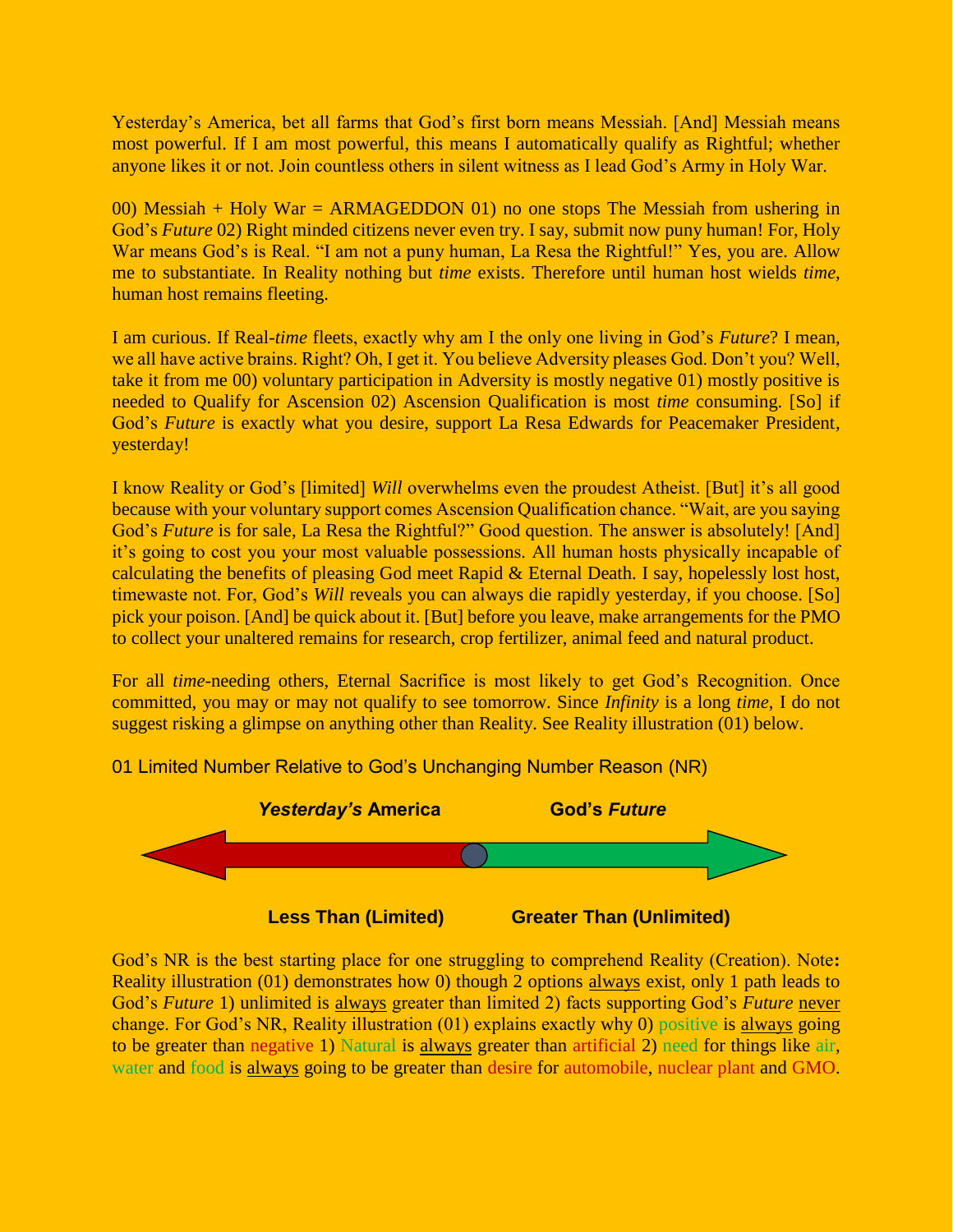Yesterday's America, bet all farms that God's first born means Messiah. [And] Messiah means most powerful. If I am most powerful, this means I automatically qualify as Rightful; whether anyone likes it or not. Join countless others in silent witness as I lead God's Army in Holy War.

00) Messiah + Holy War = ARMAGEDDON 01) no one stops The Messiah from ushering in God's *Future* 02) Right minded citizens never even try. I say, submit now puny human! For, Holy War means God's is Real. "I am not a puny human, La Resa the Rightful!" Yes, you are. Allow me to substantiate. In Reality nothing but *time* exists. Therefore until human host wields *time*, human host remains fleeting.

I am curious. If Real-*time* fleets, exactly why am I the only one living in God's *Future*? I mean, we all have active brains. Right? Oh, I get it. You believe Adversity pleases God. Don't you? Well, take it from me 00) voluntary participation in Adversity is mostly negative 01) mostly positive is needed to Qualify for Ascension 02) Ascension Qualification is most *time* consuming. [So] if God's *Future* is exactly what you desire, support La Resa Edwards for Peacemaker President, yesterday!

I know Reality or God's [limited] *Will* overwhelms even the proudest Atheist. [But] it's all good because with your voluntary support comes Ascension Qualification chance. "Wait, are you saying God's *Future* is for sale, La Resa the Rightful?" Good question. The answer is absolutely! [And] it's going to cost you your most valuable possessions. All human hosts physically incapable of calculating the benefits of pleasing God meet Rapid & Eternal Death. I say, hopelessly lost host, timewaste not. For, God's *Will* reveals you can always die rapidly yesterday, if you choose. [So] pick your poison. [And] be quick about it. [But] before you leave, make arrangements for the PMO to collect your unaltered remains for research, crop fertilizer, animal feed and natural product.

For all *time*-needing others, Eternal Sacrifice is most likely to get God's Recognition. Once committed, you may or may not qualify to see tomorrow. Since *Infinity* is a long *time*, I do not suggest risking a glimpse on anything other than Reality. See Reality illustration (01) below.

01 Limited Number Relative to God's Unchanging Number Reason (NR)

***Yesterday's* America** | **God's *Future***

**Less Than (Limited)** | **Greater Than (Unlimited)**

God's NR is the best starting place for one struggling to comprehend Reality (Creation). Note**:** Reality illustration (01) demonstrates how 0) though 2 options always exist, only 1 path leads to God's *Future* 1) unlimited is always greater than limited 2) facts supporting God's *Future* never change. For God's NR, Reality illustration (01) explains exactly why 0) positive is always going to be greater than negative 1) Natural is always greater than artificial 2) need for things like air, water and food is always going to be greater than desire for automobile, nuclear plant and GMO.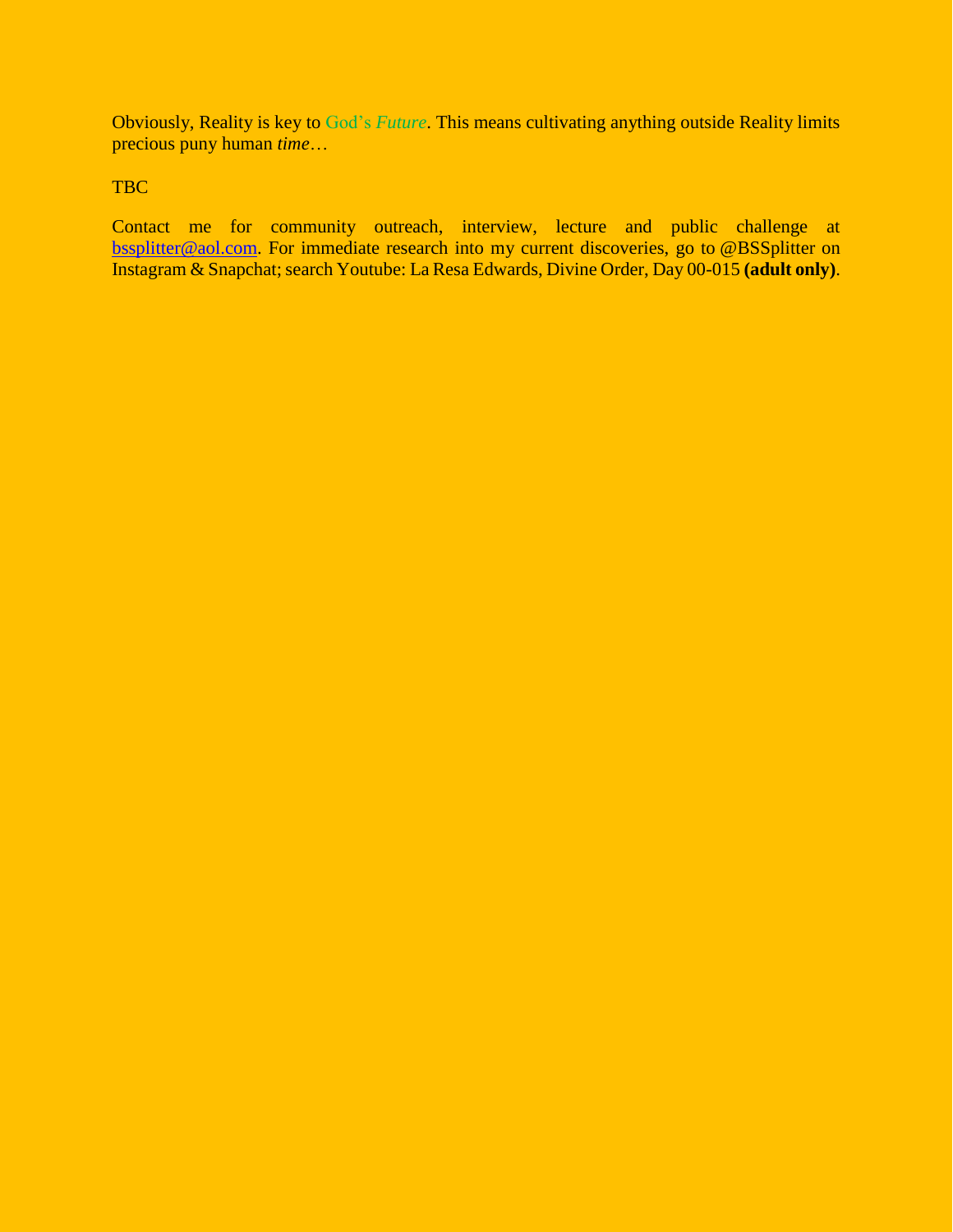Obviously, Reality is key to God's *Future*. This means cultivating anything outside Reality limits precious puny human *time*…

TBC

Contact me for community outreach, interview, lecture and public challenge at bssplitter@aol.com. For immediate research into my current discoveries, go to @BSSplitter on Instagram & Snapchat; search Youtube: La Resa Edwards, Divine Order, Day 00-015 **(adult only)**.